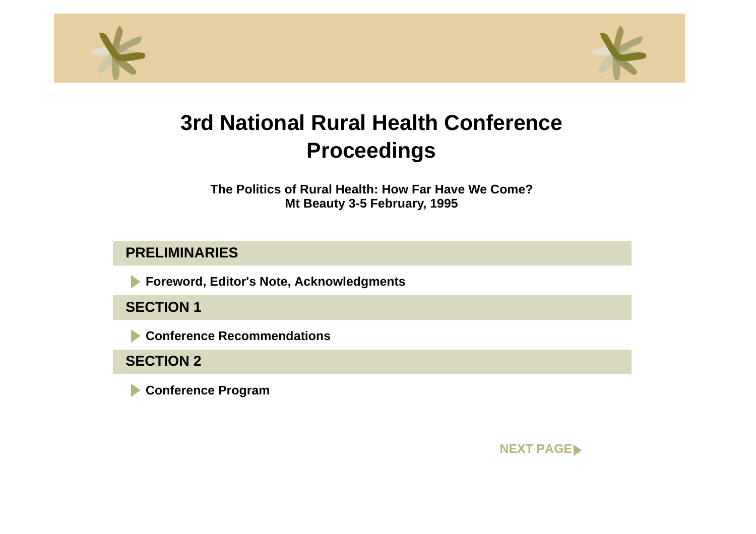# 3rd National Rural Health Conference Proceedings

**The Politics of Rural Health: How Far Have We Come?**
**Mt Beauty 3-5 February, 1995**

## PRELIMINARIES

- **Foreword, Editor's Note, Acknowledgments**

## SECTION 1

- **Conference Recommendations**

## SECTION 2

- **Conference Program**

**NEXT PAGE**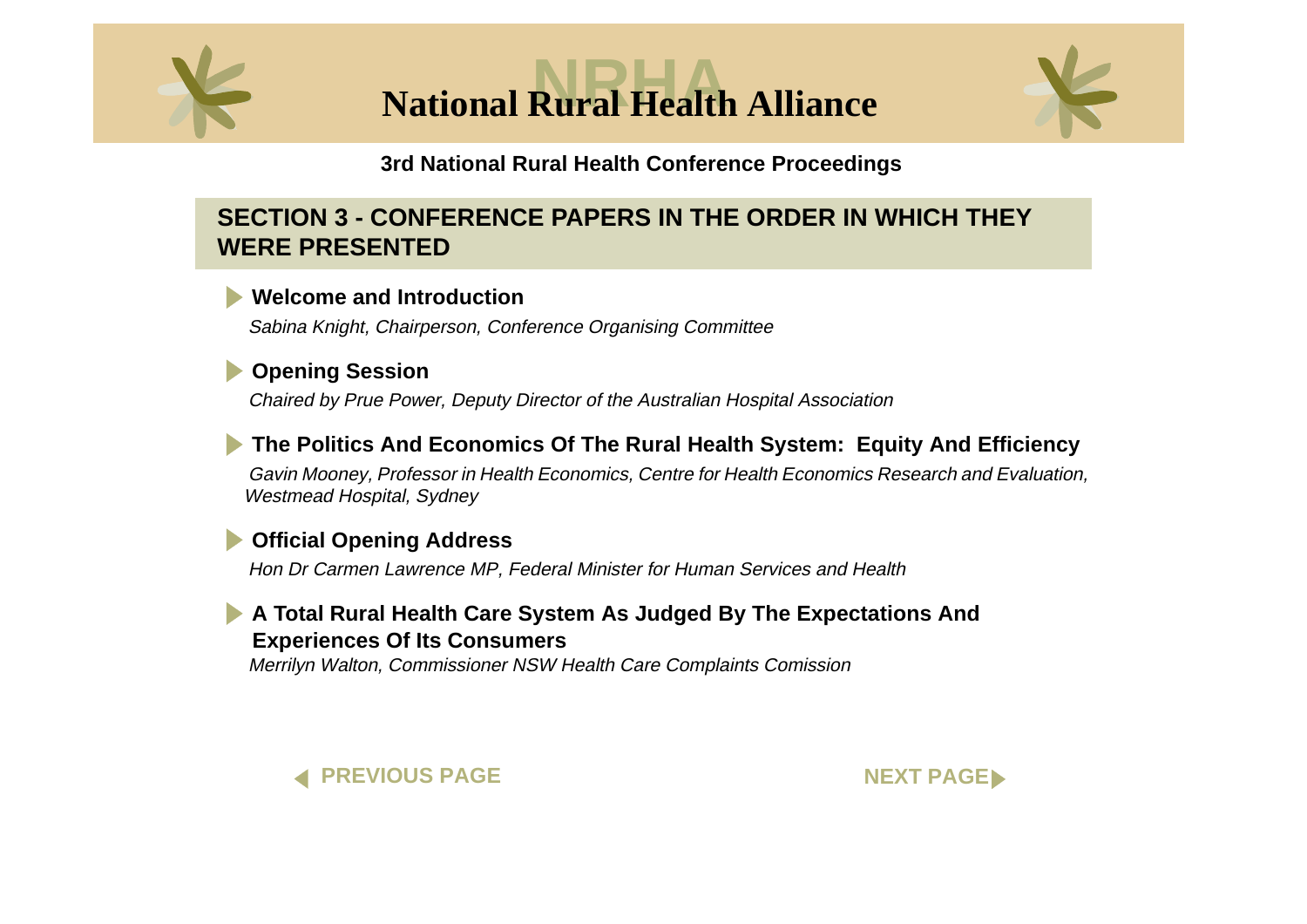# National Rural Health Alliance

**3rd National Rural Health Conference Proceedings**

## SECTION 3 - CONFERENCE PAPERS IN THE ORDER IN WHICH THEY WERE PRESENTED

- **Welcome and Introduction**
  *Sabina Knight, Chairperson, Conference Organising Committee*

- **Opening Session**
  *Chaired by Prue Power, Deputy Director of the Australian Hospital Association*

- **The Politics And Economics Of The Rural Health System: Equity And Efficiency**
  *Gavin Mooney, Professor in Health Economics, Centre for Health Economics Research and Evaluation, Westmead Hospital, Sydney*

- **Official Opening Address**
  *Hon Dr Carmen Lawrence MP, Federal Minister for Human Services and Health*

- **A Total Rural Health Care System As Judged By The Expectations And Experiences Of Its Consumers**
  *Merrilyn Walton, Commissioner NSW Health Care Complaints Comission*

PREVIOUS PAGE | NEXT PAGE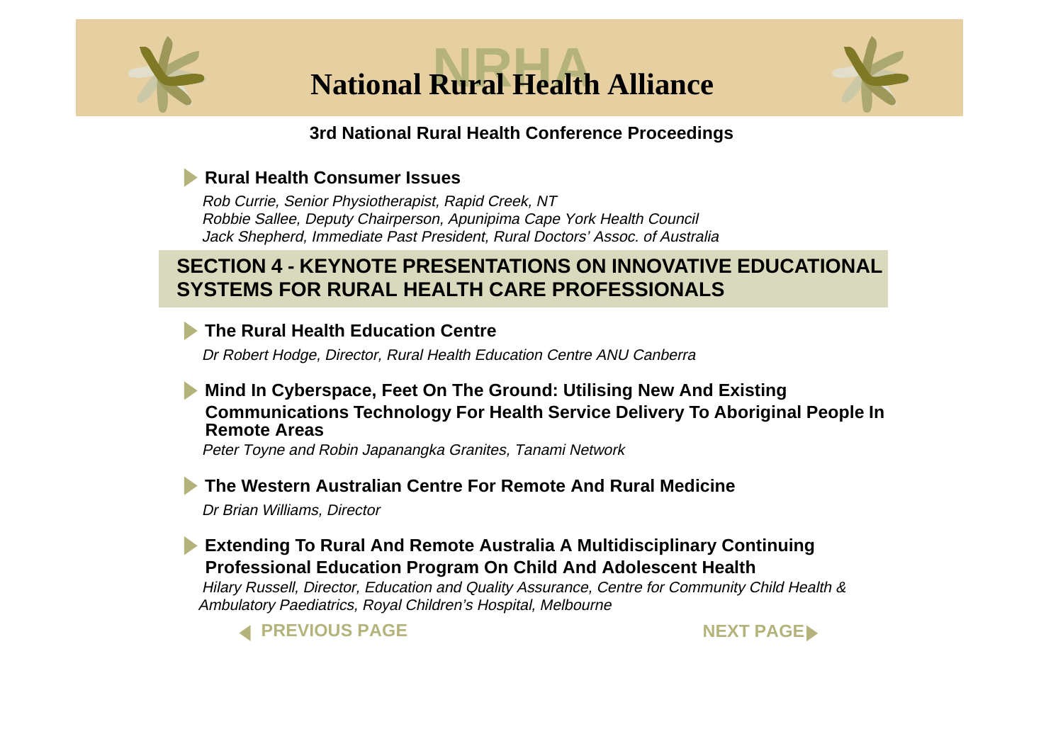# National Rural Health Alliance

**3rd National Rural Health Conference Proceedings**

### Rural Health Consumer Issues

*Rob Currie, Senior Physiotherapist, Rapid Creek, NT*
*Robbie Sallee, Deputy Chairperson, Apunipima Cape York Health Council*
*Jack Shepherd, Immediate Past President, Rural Doctors' Assoc. of Australia*

## SECTION 4 - KEYNOTE PRESENTATIONS ON INNOVATIVE EDUCATIONAL SYSTEMS FOR RURAL HEALTH CARE PROFESSIONALS

### The Rural Health Education Centre

*Dr Robert Hodge, Director, Rural Health Education Centre ANU Canberra*

### Mind In Cyberspace, Feet On The Ground: Utilising New And Existing Communications Technology For Health Service Delivery To Aboriginal People In Remote Areas

*Peter Toyne and Robin Japanangka Granites, Tanami Network*

### The Western Australian Centre For Remote And Rural Medicine

*Dr Brian Williams, Director*

### Extending To Rural And Remote Australia A Multidisciplinary Continuing Professional Education Program On Child And Adolescent Health

*Hilary Russell, Director, Education and Quality Assurance, Centre for Community Child Health & Ambulatory Paediatrics, Royal Children's Hospital, Melbourne*

PREVIOUS PAGE | NEXT PAGE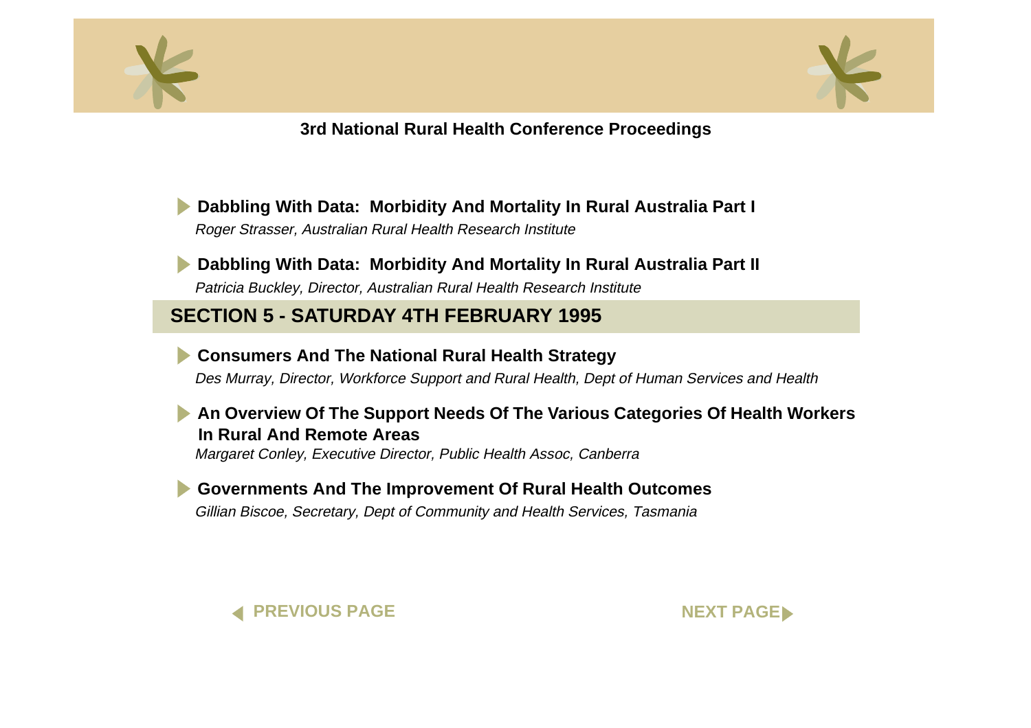**Dabbling With Data: Morbidity And Mortality In Rural Australia Part I**
*Roger Strasser, Australian Rural Health Research Institute*

**Dabbling With Data: Morbidity And Mortality In Rural Australia Part II**
*Patricia Buckley, Director, Australian Rural Health Research Institute*

## SECTION 5 - SATURDAY 4TH FEBRUARY 1995

**Consumers And The National Rural Health Strategy**
*Des Murray, Director, Workforce Support and Rural Health, Dept of Human Services and Health*

**An Overview Of The Support Needs Of The Various Categories Of Health Workers In Rural And Remote Areas**
*Margaret Conley, Executive Director, Public Health Assoc, Canberra*

**Governments And The Improvement Of Rural Health Outcomes**
*Gillian Biscoe, Secretary, Dept of Community and Health Services, Tasmania*

PREVIOUS PAGE NEXT PAGE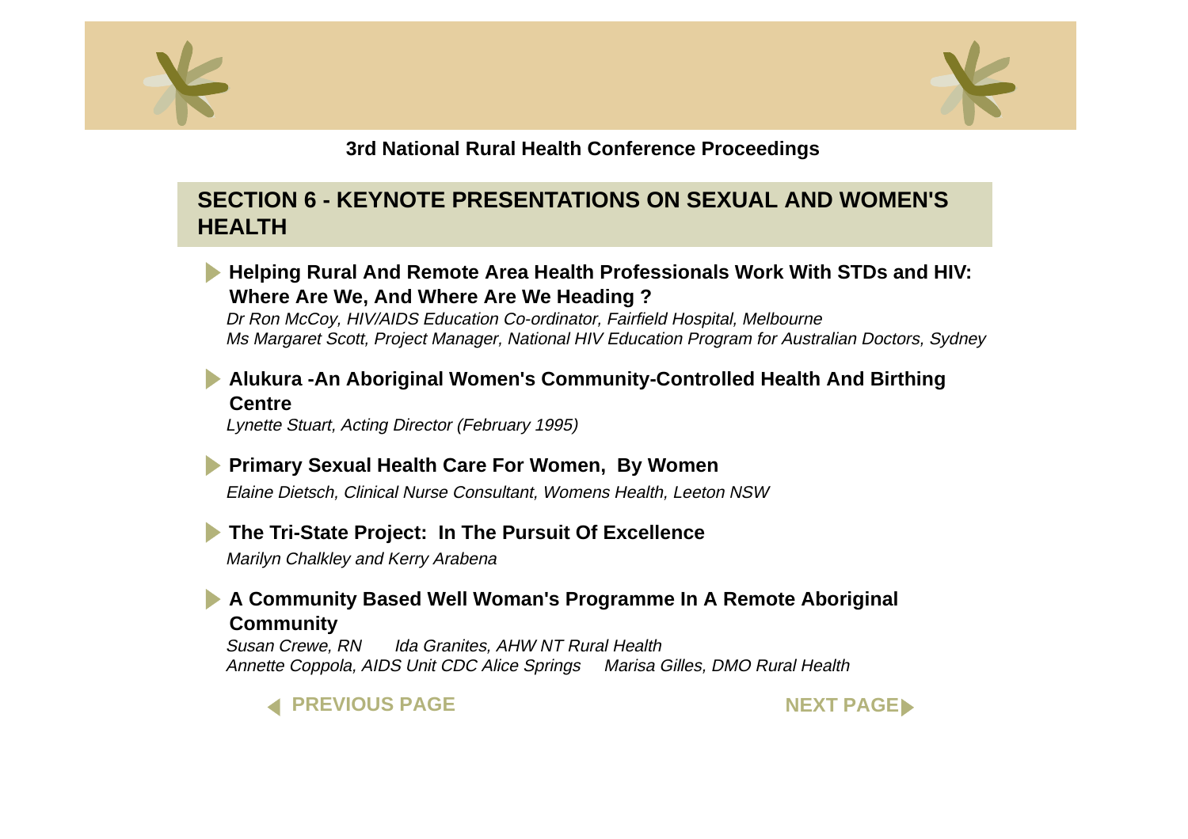**3rd National Rural Health Conference Proceedings**

## SECTION 6 - KEYNOTE PRESENTATIONS ON SEXUAL AND WOMEN'S HEALTH

### Helping Rural And Remote Area Health Professionals Work With STDs and HIV: Where Are We, And Where Are We Heading ?

*Dr Ron McCoy, HIV/AIDS Education Co-ordinator, Fairfield Hospital, Melbourne*
*Ms Margaret Scott, Project Manager, National HIV Education Program for Australian Doctors, Sydney*

### Alukura -An Aboriginal Women's Community-Controlled Health And Birthing Centre

*Lynette Stuart, Acting Director (February 1995)*

### Primary Sexual Health Care For Women, By Women

*Elaine Dietsch, Clinical Nurse Consultant, Womens Health, Leeton NSW*

### The Tri-State Project: In The Pursuit Of Excellence

*Marilyn Chalkley and Kerry Arabena*

### A Community Based Well Woman's Programme In A Remote Aboriginal Community

*Susan Crewe, RN* *Ida Granites, AHW NT Rural Health*
*Annette Coppola, AIDS Unit CDC Alice Springs* *Marisa Gilles, DMO Rural Health*

PREVIOUS PAGE NEXT PAGE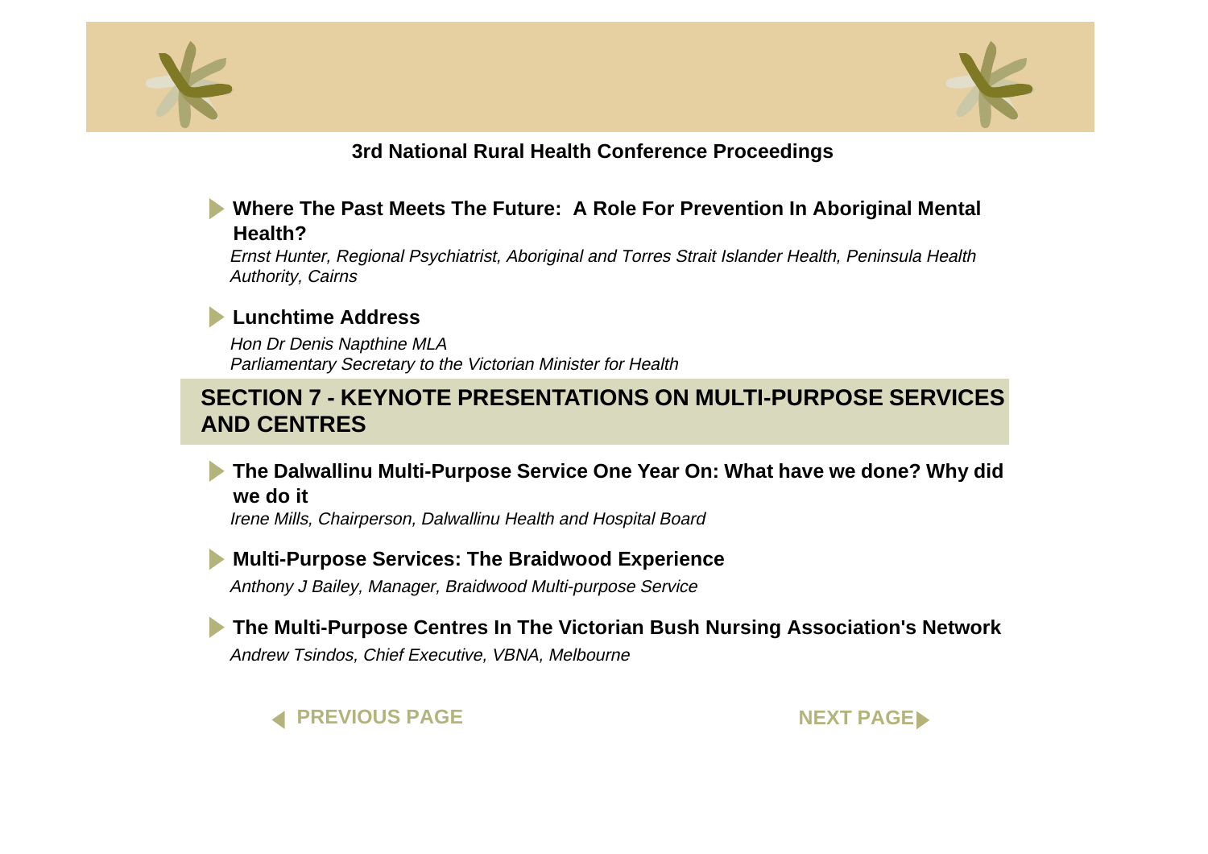**3rd National Rural Health Conference Proceedings**

### Where The Past Meets The Future:  A Role For Prevention In Aboriginal Mental Health?

*Ernst Hunter, Regional Psychiatrist, Aboriginal and Torres Strait Islander Health, Peninsula Health Authority, Cairns*

### Lunchtime Address

*Hon Dr Denis Napthine MLA*
*Parliamentary Secretary to the Victorian Minister for Health*

## SECTION 7 - KEYNOTE PRESENTATIONS ON MULTI-PURPOSE SERVICES AND CENTRES

### The Dalwallinu Multi-Purpose Service One Year On: What have we done? Why did we do it

*Irene Mills, Chairperson, Dalwallinu Health and Hospital Board*

### Multi-Purpose Services: The Braidwood Experience

*Anthony J Bailey, Manager, Braidwood Multi-purpose Service*

### The Multi-Purpose Centres In The Victorian Bush Nursing Association's Network

*Andrew Tsindos, Chief Executive, VBNA, Melbourne*

PREVIOUS PAGE NEXT PAGE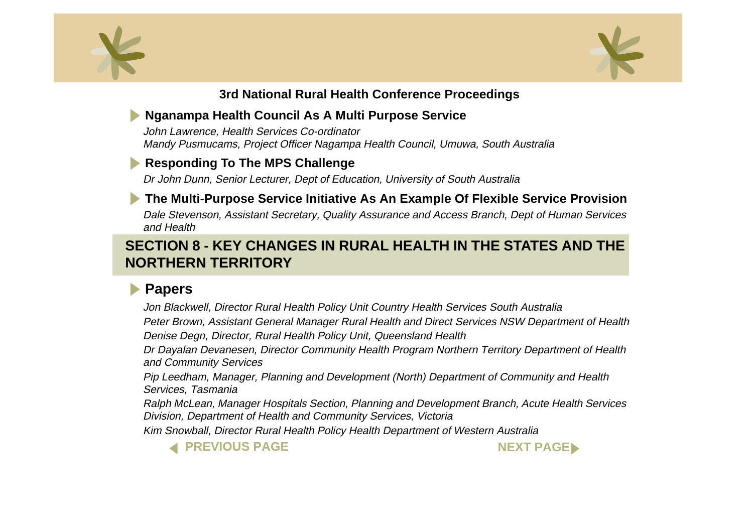### Nganampa Health Council As A Multi Purpose Service

*John Lawrence, Health Services Co-ordinator*
*Mandy Pusmucams, Project Officer Nagampa Health Council, Umuwa, South Australia*

### Responding To The MPS Challenge

*Dr John Dunn, Senior Lecturer, Dept of Education, University of South Australia*

### The Multi-Purpose Service Initiative As An Example Of Flexible Service Provision

*Dale Stevenson, Assistant Secretary, Quality Assurance and Access Branch, Dept of Human Services and Health*

## SECTION 8 - KEY CHANGES IN RURAL HEALTH IN THE STATES AND THE NORTHERN TERRITORY

### Papers

*Jon Blackwell, Director Rural Health Policy Unit Country Health Services South Australia*

*Peter Brown, Assistant General Manager Rural Health and Direct Services NSW Department of Health*

*Denise Degn, Director, Rural Health Policy Unit, Queensland Health*

*Dr Dayalan Devanesen, Director Community Health Program Northern Territory Department of Health and Community Services*

*Pip Leedham, Manager, Planning and Development (North) Department of Community and Health Services, Tasmania*

*Ralph McLean, Manager Hospitals Section, Planning and Development Branch, Acute Health Services Division, Department of Health and Community Services, Victoria*

*Kim Snowball, Director Rural Health Policy Health Department of Western Australia*

PREVIOUS PAGE NEXT PAGE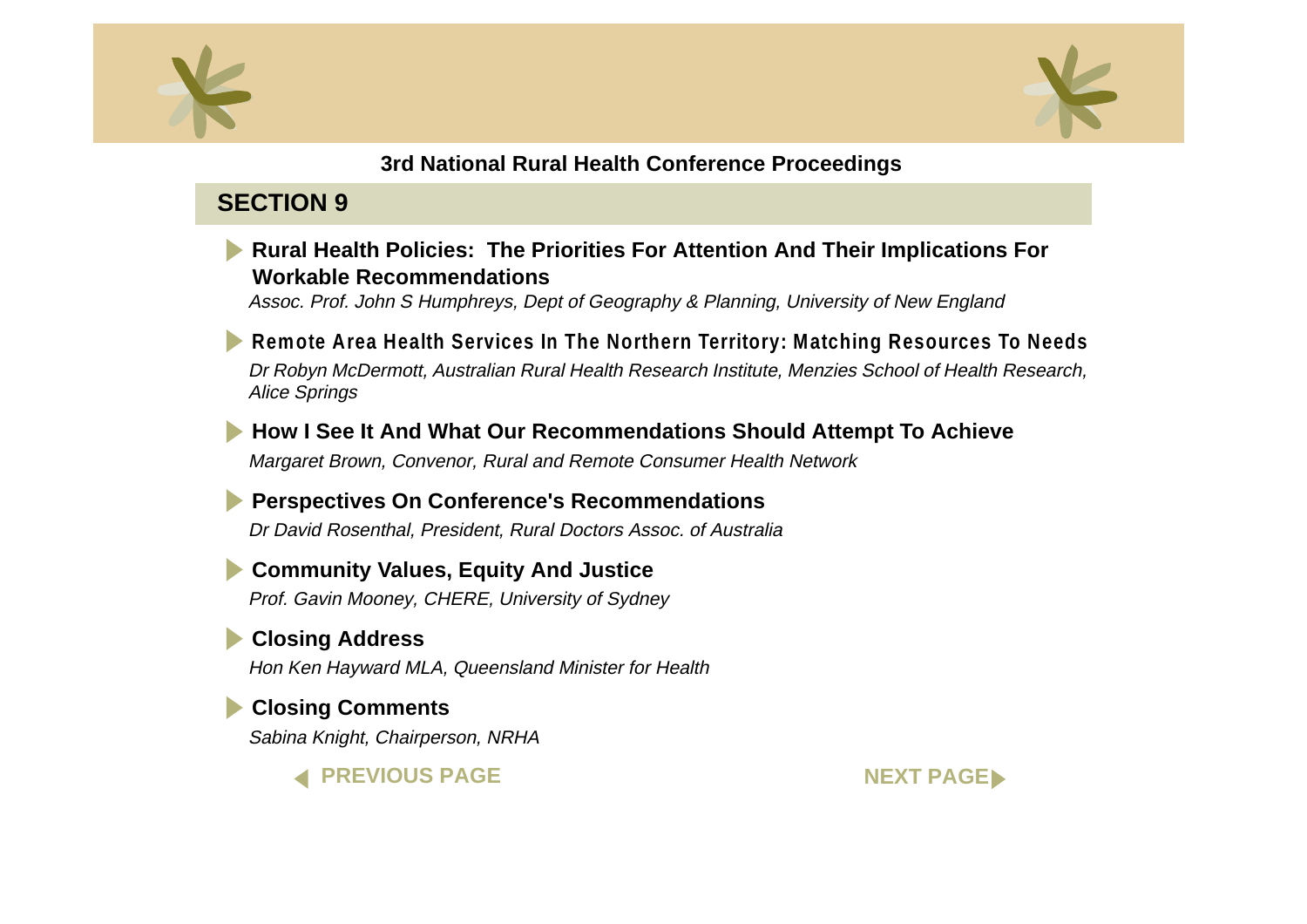3rd National Rural Health Conference Proceedings

## SECTION 9

- **Rural Health Policies:  The Priorities For Attention And Their Implications For Workable Recommendations**
  *Assoc. Prof. John S Humphreys, Dept of Geography & Planning, University of New England*

- **Remote Area Health Services In The Northern Territory: Matching Resources To Needs**
  *Dr Robyn McDermott, Australian Rural Health Research Institute, Menzies School of Health Research, Alice Springs*

- **How I See It And What Our Recommendations Should Attempt To Achieve**
  *Margaret Brown, Convenor, Rural and Remote Consumer Health Network*

- **Perspectives On Conference's Recommendations**
  *Dr David Rosenthal, President, Rural Doctors Assoc. of Australia*

- **Community Values, Equity And Justice**
  *Prof. Gavin Mooney, CHERE, University of Sydney*

- **Closing Address**
  *Hon Ken Hayward MLA, Queensland Minister for Health*

- **Closing Comments**
  *Sabina Knight, Chairperson, NRHA*

PREVIOUS PAGE NEXT PAGE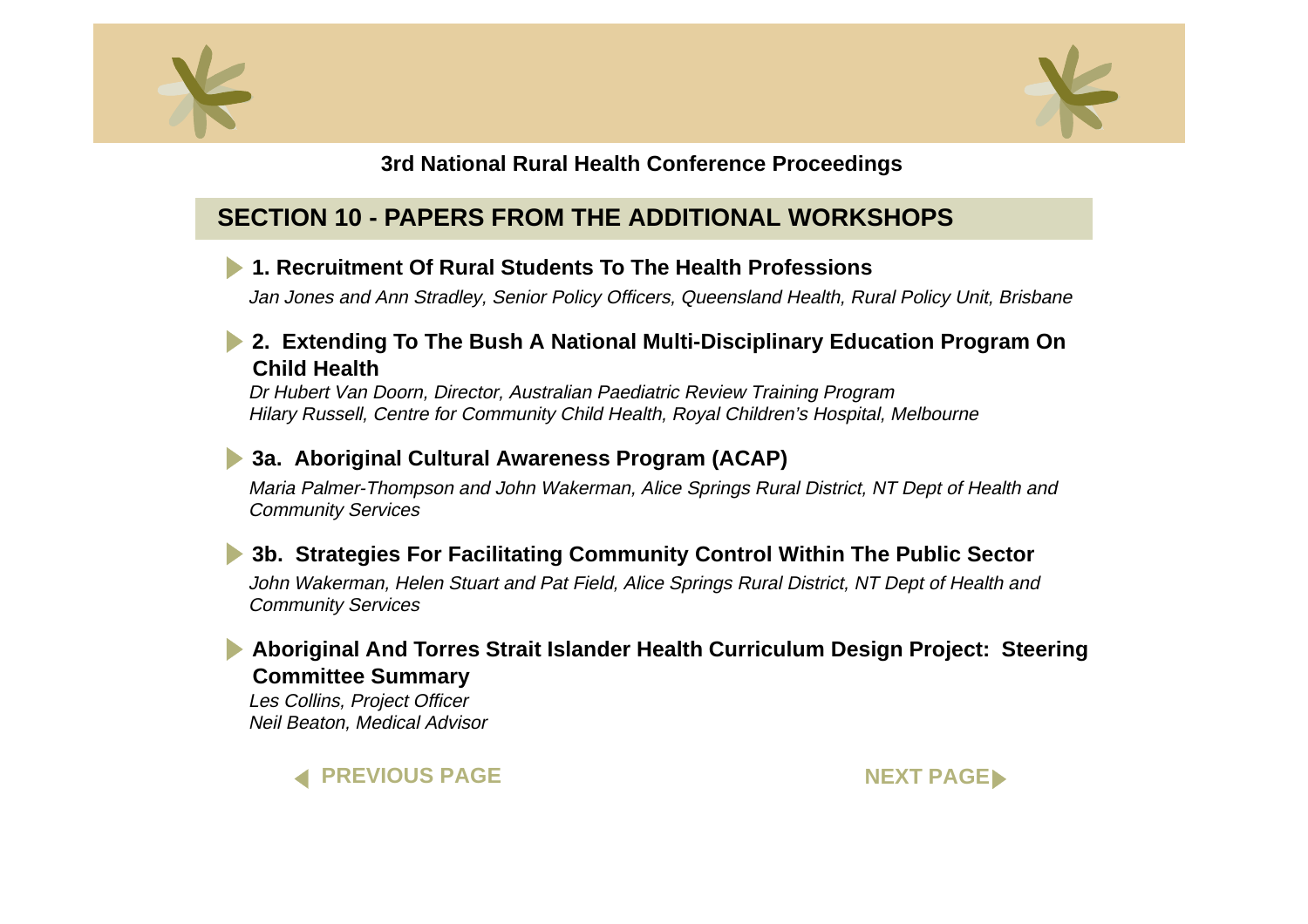# SECTION 10 - PAPERS FROM THE ADDITIONAL WORKSHOPS

### 1. Recruitment Of Rural Students To The Health Professions

*Jan Jones and Ann Stradley, Senior Policy Officers, Queensland Health, Rural Policy Unit, Brisbane*

### 2. Extending To The Bush A National Multi-Disciplinary Education Program On Child Health

*Dr Hubert Van Doorn, Director, Australian Paediatric Review Training Program*
*Hilary Russell, Centre for Community Child Health, Royal Children's Hospital, Melbourne*

### 3a. Aboriginal Cultural Awareness Program (ACAP)

*Maria Palmer-Thompson and John Wakerman, Alice Springs Rural District, NT Dept of Health and Community Services*

### 3b. Strategies For Facilitating Community Control Within The Public Sector

*John Wakerman, Helen Stuart and Pat Field, Alice Springs Rural District, NT Dept of Health and Community Services*

### Aboriginal And Torres Strait Islander Health Curriculum Design Project: Steering Committee Summary

*Les Collins, Project Officer*
*Neil Beaton, Medical Advisor*

PREVIOUS PAGE

NEXT PAGE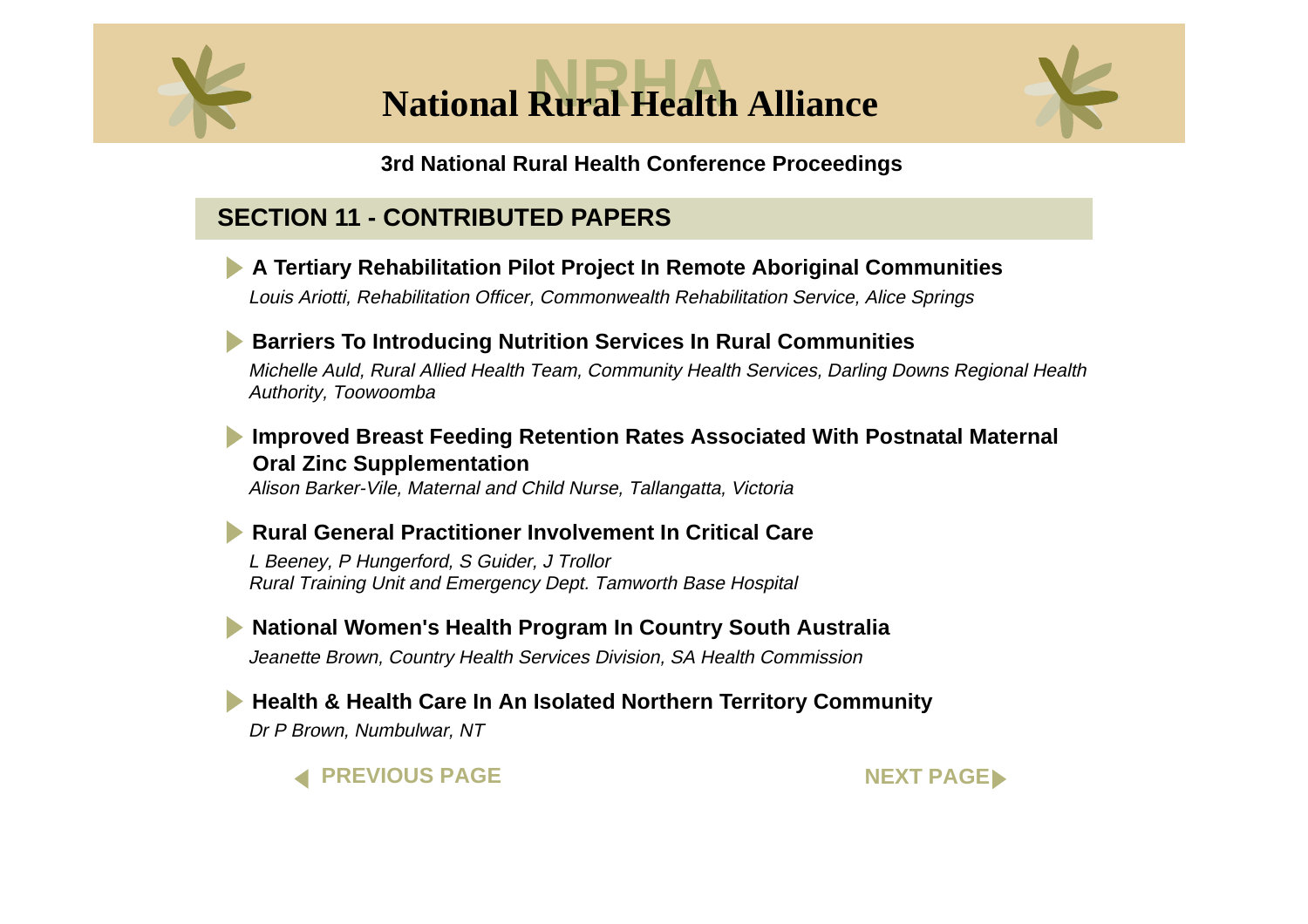# National Rural Health Alliance

**3rd National Rural Health Conference Proceedings**

## SECTION 11 - CONTRIBUTED PAPERS

- **A Tertiary Rehabilitation Pilot Project In Remote Aboriginal Communities**
  *Louis Ariotti, Rehabilitation Officer, Commonwealth Rehabilitation Service, Alice Springs*

- **Barriers To Introducing Nutrition Services In Rural Communities**
  *Michelle Auld, Rural Allied Health Team, Community Health Services, Darling Downs Regional Health Authority, Toowoomba*

- **Improved Breast Feeding Retention Rates Associated With Postnatal Maternal Oral Zinc Supplementation**
  *Alison Barker-Vile, Maternal and Child Nurse, Tallangatta, Victoria*

- **Rural General Practitioner Involvement In Critical Care**
  *L Beeney, P Hungerford, S Guider, J Trollor*
  *Rural Training Unit and Emergency Dept. Tamworth Base Hospital*

- **National Women's Health Program In Country South Australia**
  *Jeanette Brown, Country Health Services Division, SA Health Commission*

- **Health & Health Care In An Isolated Northern Territory Community**
  *Dr P Brown, Numbulwar, NT*

PREVIOUS PAGE | NEXT PAGE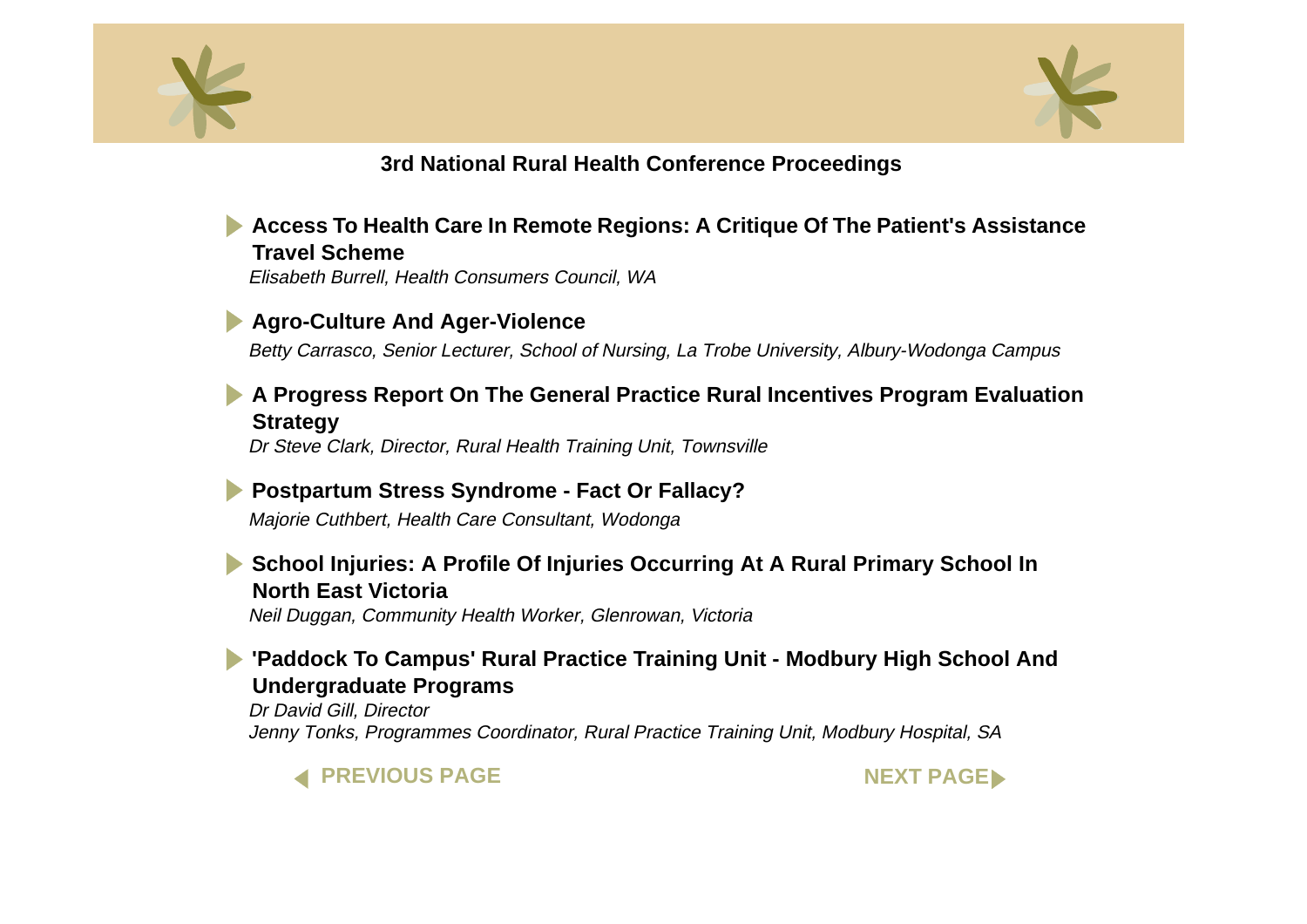**3rd National Rural Health Conference Proceedings**

- **Access To Health Care In Remote Regions: A Critique Of The Patient's Assistance Travel Scheme**
  *Elisabeth Burrell, Health Consumers Council, WA*

- **Agro-Culture And Ager-Violence**
  *Betty Carrasco, Senior Lecturer, School of Nursing, La Trobe University, Albury-Wodonga Campus*

- **A Progress Report On The General Practice Rural Incentives Program Evaluation Strategy**
  *Dr Steve Clark, Director, Rural Health Training Unit, Townsville*

- **Postpartum Stress Syndrome - Fact Or Fallacy?**
  *Majorie Cuthbert, Health Care Consultant, Wodonga*

- **School Injuries: A Profile Of Injuries Occurring At A Rural Primary School In North East Victoria**
  *Neil Duggan, Community Health Worker, Glenrowan, Victoria*

- **'Paddock To Campus' Rural Practice Training Unit - Modbury High School And Undergraduate Programs**
  *Dr David Gill, Director*
  *Jenny Tonks, Programmes Coordinator, Rural Practice Training Unit, Modbury Hospital, SA*

PREVIOUS PAGE NEXT PAGE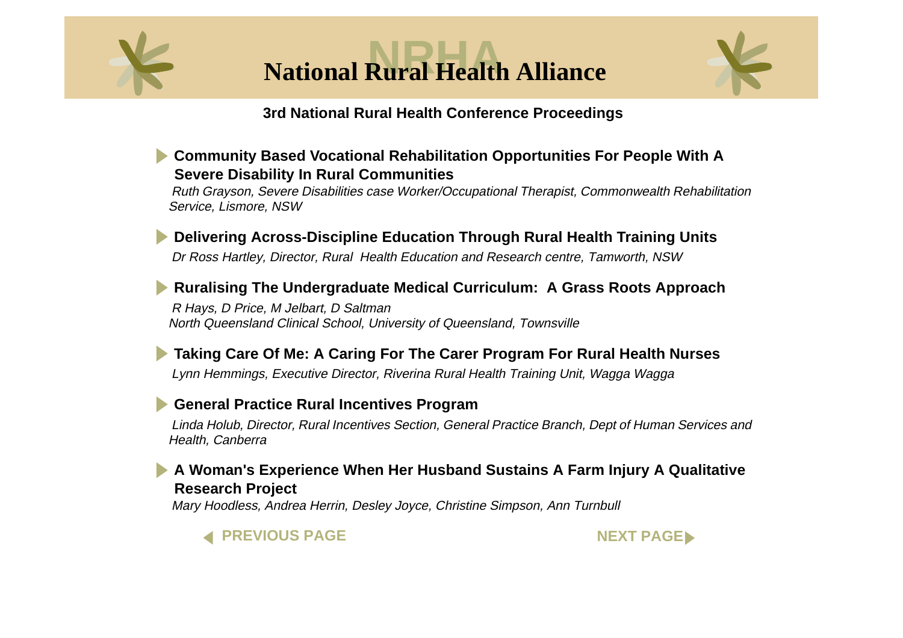# National Rural Health Alliance

## 3rd National Rural Health Conference Proceedings

- **Community Based Vocational Rehabilitation Opportunities For People With A Severe Disability In Rural Communities**
  *Ruth Grayson, Severe Disabilities case Worker/Occupational Therapist, Commonwealth Rehabilitation Service, Lismore, NSW*

- **Delivering Across-Discipline Education Through Rural Health Training Units**
  *Dr Ross Hartley, Director, Rural Health Education and Research centre, Tamworth, NSW*

- **Ruralising The Undergraduate Medical Curriculum: A Grass Roots Approach**
  *R Hays, D Price, M Jelbart, D Saltman*
  *North Queensland Clinical School, University of Queensland, Townsville*

- **Taking Care Of Me: A Caring For The Carer Program For Rural Health Nurses**
  *Lynn Hemmings, Executive Director, Riverina Rural Health Training Unit, Wagga Wagga*

- **General Practice Rural Incentives Program**
  *Linda Holub, Director, Rural Incentives Section, General Practice Branch, Dept of Human Services and Health, Canberra*

- **A Woman's Experience When Her Husband Sustains A Farm Injury A Qualitative Research Project**
  *Mary Hoodless, Andrea Herrin, Desley Joyce, Christine Simpson, Ann Turnbull*

PREVIOUS PAGE NEXT PAGE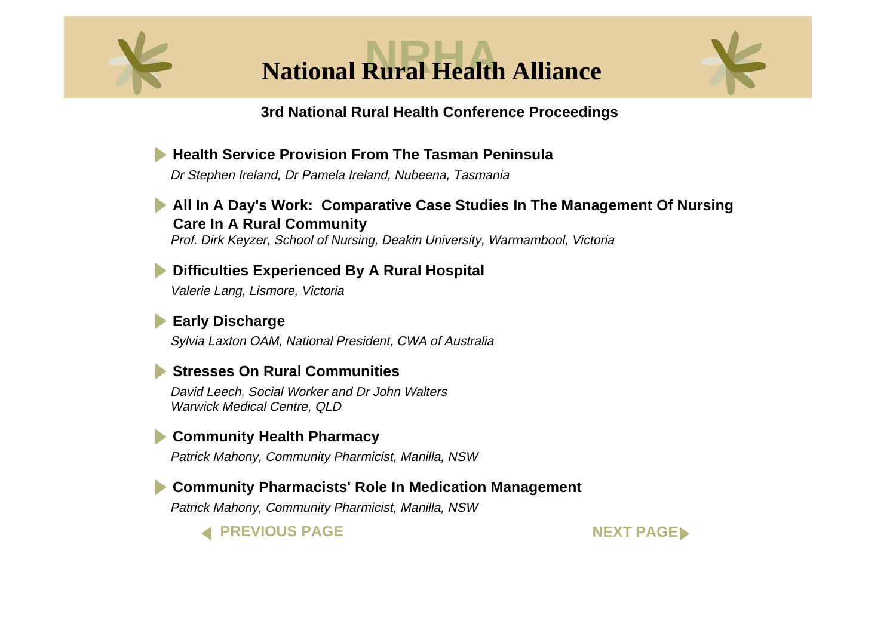# National Rural Health Alliance

## 3rd National Rural Health Conference Proceedings

- **Health Service Provision From The Tasman Peninsula**
  *Dr Stephen Ireland, Dr Pamela Ireland, Nubeena, Tasmania*

- **All In A Day's Work: Comparative Case Studies In The Management Of Nursing Care In A Rural Community**
  *Prof. Dirk Keyzer, School of Nursing, Deakin University, Warrnambool, Victoria*

- **Difficulties Experienced By A Rural Hospital**
  *Valerie Lang, Lismore, Victoria*

- **Early Discharge**
  *Sylvia Laxton OAM, National President, CWA of Australia*

- **Stresses On Rural Communities**
  *David Leech, Social Worker and Dr John Walters*
  *Warwick Medical Centre, QLD*

- **Community Health Pharmacy**
  *Patrick Mahony, Community Pharmicist, Manilla, NSW*

- **Community Pharmacists' Role In Medication Management**
  *Patrick Mahony, Community Pharmicist, Manilla, NSW*

PREVIOUS PAGE NEXT PAGE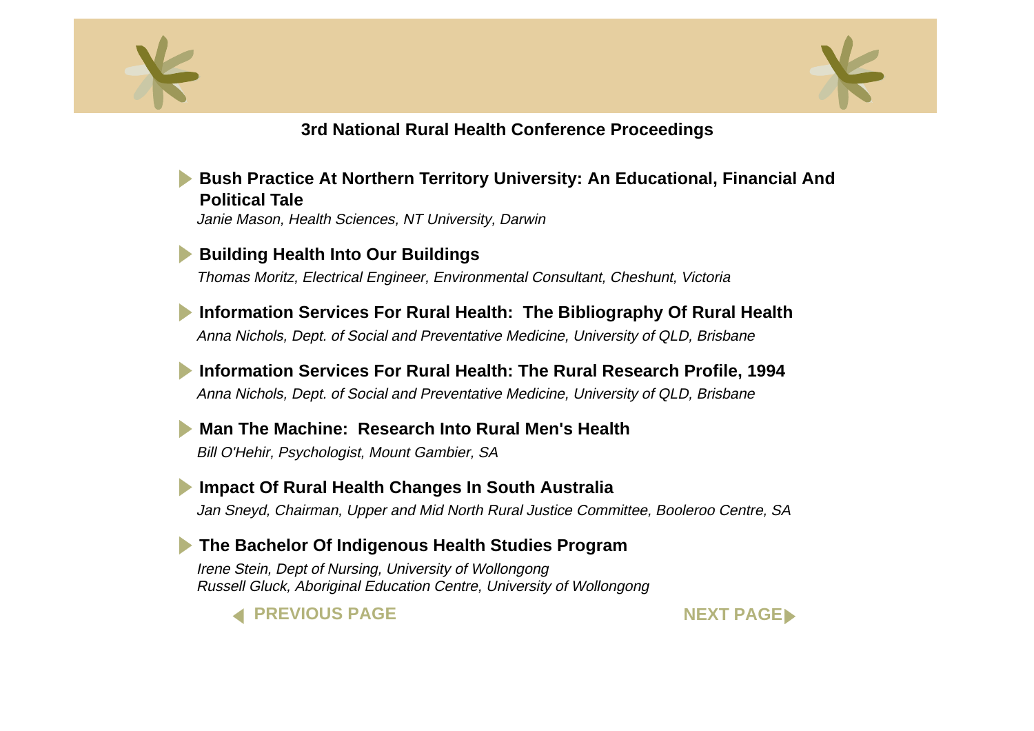**3rd National Rural Health Conference Proceedings**

- **Bush Practice At Northern Territory University: An Educational, Financial And Political Tale**
  *Janie Mason, Health Sciences, NT University, Darwin*

- **Building Health Into Our Buildings**
  *Thomas Moritz, Electrical Engineer, Environmental Consultant, Cheshunt, Victoria*

- **Information Services For Rural Health: The Bibliography Of Rural Health**
  *Anna Nichols, Dept. of Social and Preventative Medicine, University of QLD, Brisbane*

- **Information Services For Rural Health: The Rural Research Profile, 1994**
  *Anna Nichols, Dept. of Social and Preventative Medicine, University of QLD, Brisbane*

- **Man The Machine: Research Into Rural Men's Health**
  *Bill O'Hehir, Psychologist, Mount Gambier, SA*

- **Impact Of Rural Health Changes In South Australia**
  *Jan Sneyd, Chairman, Upper and Mid North Rural Justice Committee, Booleroo Centre, SA*

- **The Bachelor Of Indigenous Health Studies Program**
  *Irene Stein, Dept of Nursing, University of Wollongong*
  *Russell Gluck, Aboriginal Education Centre, University of Wollongong*

PREVIOUS PAGE NEXT PAGE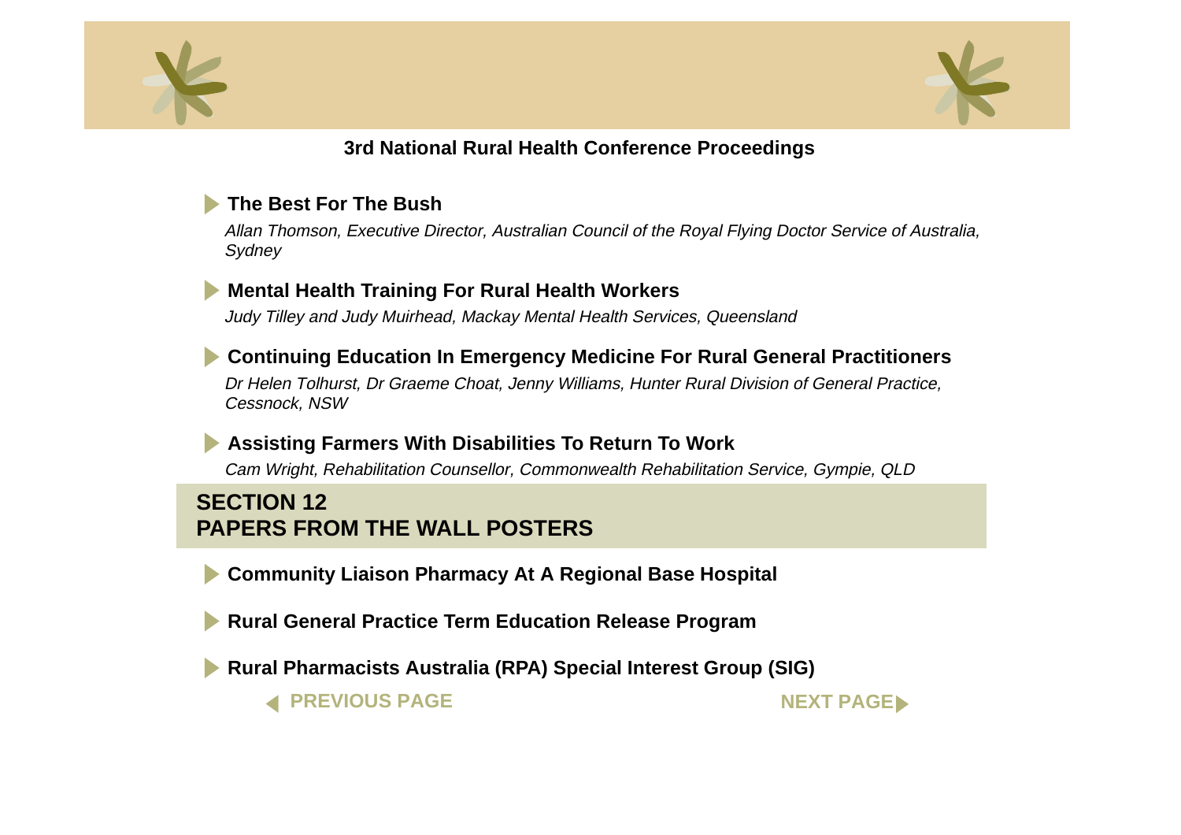**3rd National Rural Health Conference Proceedings**

- **The Best For The Bush**

  *Allan Thomson, Executive Director, Australian Council of the Royal Flying Doctor Service of Australia, Sydney*

- **Mental Health Training For Rural Health Workers**

  *Judy Tilley and Judy Muirhead, Mackay Mental Health Services, Queensland*

- **Continuing Education In Emergency Medicine For Rural General Practitioners**

  *Dr Helen Tolhurst, Dr Graeme Choat, Jenny Williams, Hunter Rural Division of General Practice, Cessnock, NSW*

- **Assisting Farmers With Disabilities To Return To Work**

  *Cam Wright, Rehabilitation Counsellor, Commonwealth Rehabilitation Service, Gympie, QLD*

## SECTION 12
## PAPERS FROM THE WALL POSTERS

- **Community Liaison Pharmacy At A Regional Base Hospital**

- **Rural General Practice Term Education Release Program**

- **Rural Pharmacists Australia (RPA) Special Interest Group (SIG)**

PREVIOUS PAGE | NEXT PAGE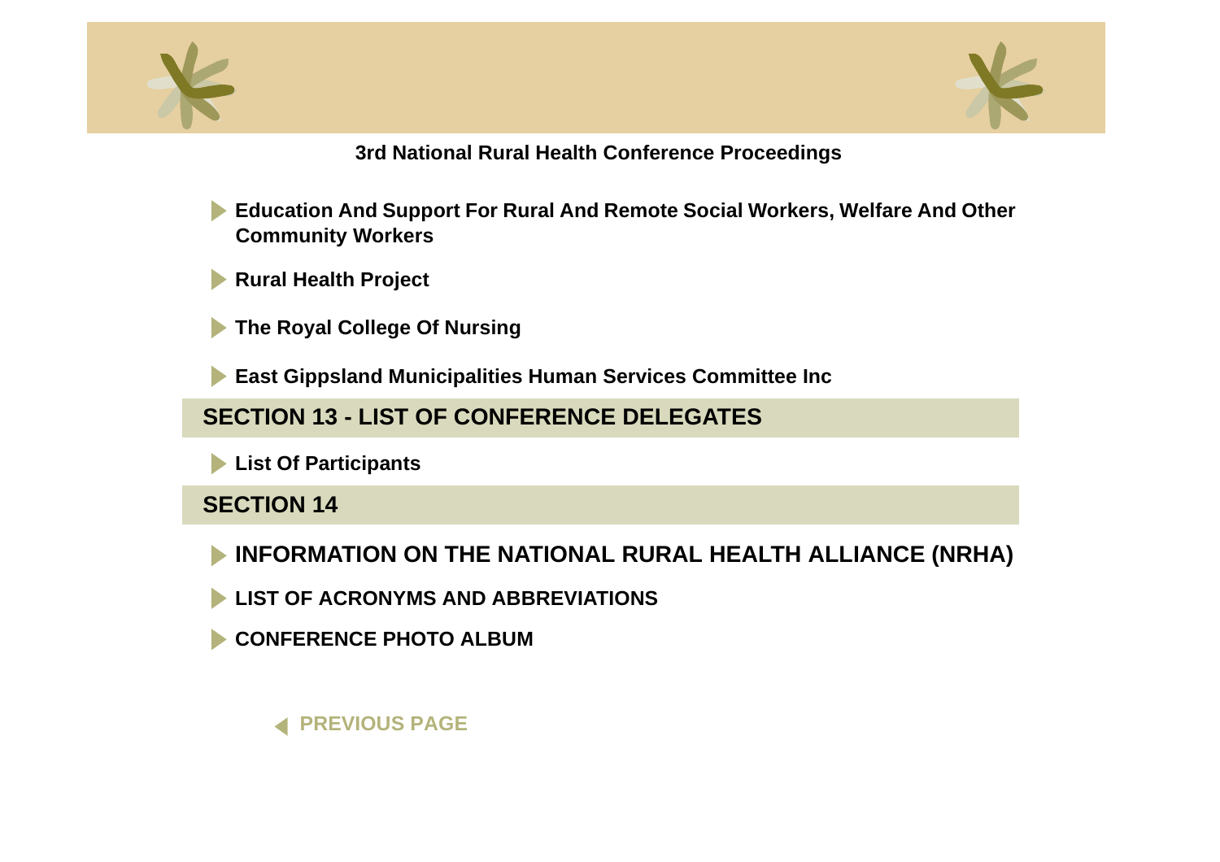3rd National Rural Health Conference Proceedings

- **Education And Support For Rural And Remote Social Workers, Welfare And Other Community Workers**
- **Rural Health Project**
- **The Royal College Of Nursing**
- **East Gippsland Municipalities Human Services Committee Inc**

## SECTION 13 - LIST OF CONFERENCE DELEGATES

- **List Of Participants**

## SECTION 14

- **INFORMATION ON THE NATIONAL RURAL HEALTH ALLIANCE (NRHA)**
- **LIST OF ACRONYMS AND ABBREVIATIONS**
- **CONFERENCE PHOTO ALBUM**

PREVIOUS PAGE